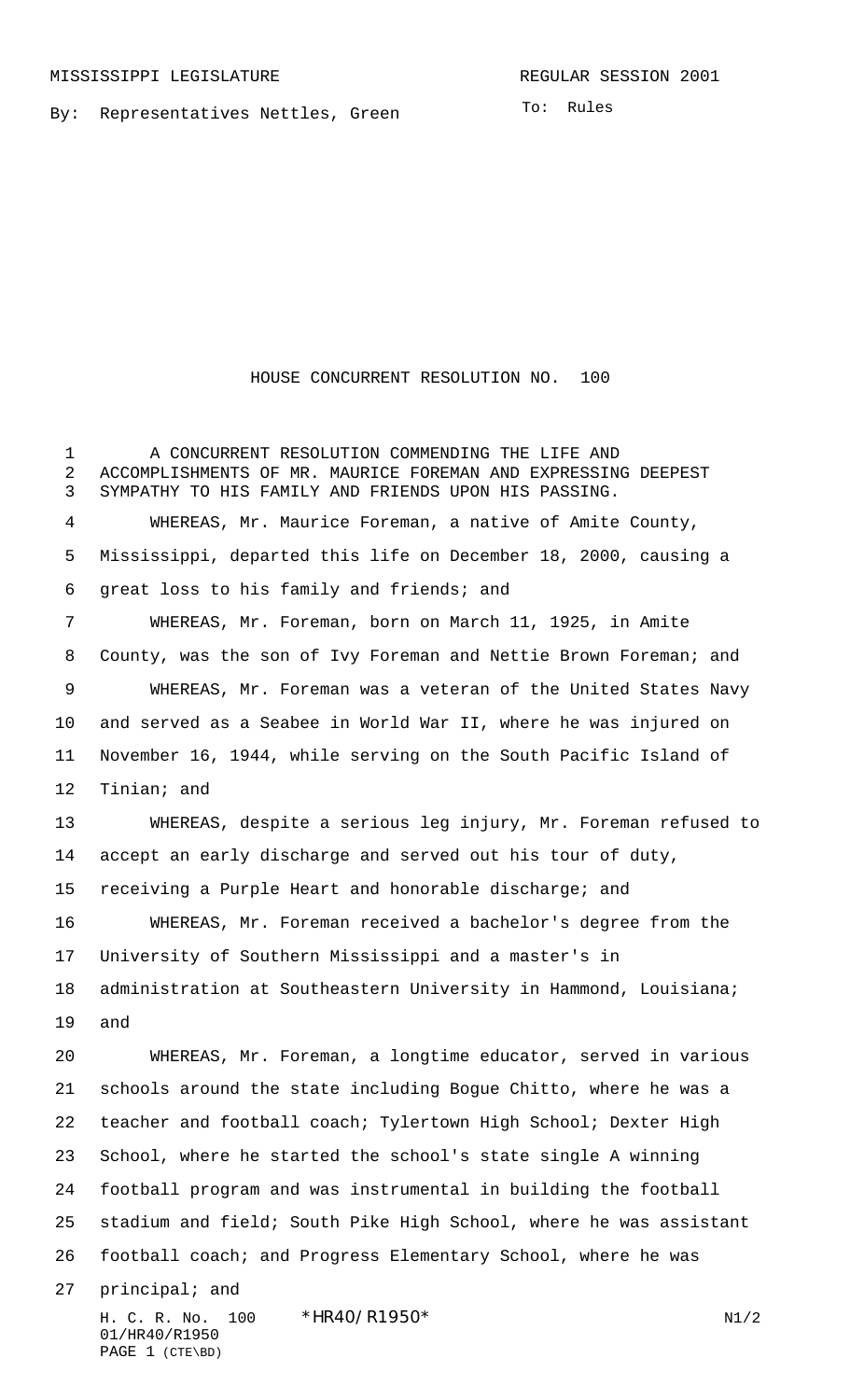MISSISSIPPI LEGISLATURE REGULAR SESSION 2001

By: Representatives Nettles, Green

To: Rules

# HOUSE CONCURRENT RESOLUTION NO. 100

A CONCURRENT RESOLUTION COMMENDING THE LIFE AND ACCOMPLISHMENTS OF MR. MAURICE FOREMAN AND EXPRESSING DEEPEST SYMPATHY TO HIS FAMILY AND FRIENDS UPON HIS PASSING.

WHEREAS, Mr. Maurice Foreman, a native of Amite County, Mississippi, departed this life on December 18, 2000, causing a great loss to his family and friends; and

WHEREAS, Mr. Foreman, born on March 11, 1925, in Amite County, was the son of Ivy Foreman and Nettie Brown Foreman; and

WHEREAS, Mr. Foreman was a veteran of the United States Navy and served as a Seabee in World War II, where he was injured on November 16, 1944, while serving on the South Pacific Island of Tinian; and

WHEREAS, despite a serious leg injury, Mr. Foreman refused to accept an early discharge and served out his tour of duty, receiving a Purple Heart and honorable discharge; and

WHEREAS, Mr. Foreman received a bachelor's degree from the University of Southern Mississippi and a master's in administration at Southeastern University in Hammond, Louisiana; and

WHEREAS, Mr. Foreman, a longtime educator, served in various schools around the state including Bogue Chitto, where he was a teacher and football coach; Tylertown High School; Dexter High School, where he started the school's state single A winning football program and was instrumental in building the football stadium and field; South Pike High School, where he was assistant football coach; and Progress Elementary School, where he was principal; and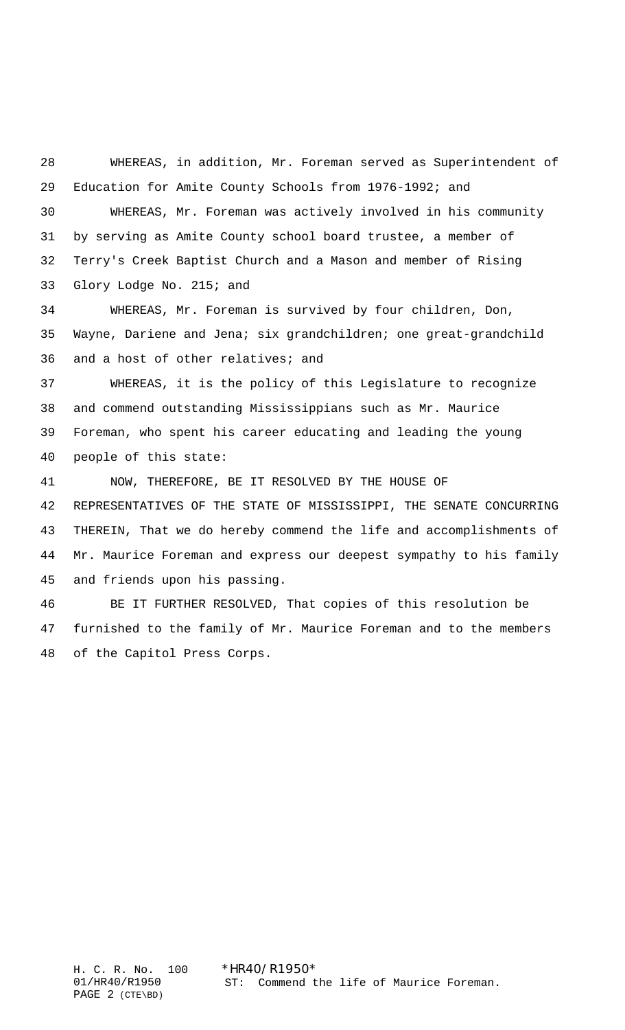WHEREAS, in addition, Mr. Foreman served as Superintendent of Education for Amite County Schools from 1976-1992; and

WHEREAS, Mr. Foreman was actively involved in his community by serving as Amite County school board trustee, a member of Terry's Creek Baptist Church and a Mason and member of Rising Glory Lodge No. 215; and

WHEREAS, Mr. Foreman is survived by four children, Don, Wayne, Dariene and Jena; six grandchildren; one great-grandchild and a host of other relatives; and

WHEREAS, it is the policy of this Legislature to recognize and commend outstanding Mississippians such as Mr. Maurice Foreman, who spent his career educating and leading the young people of this state:

NOW, THEREFORE, BE IT RESOLVED BY THE HOUSE OF REPRESENTATIVES OF THE STATE OF MISSISSIPPI, THE SENATE CONCURRING THEREIN, That we do hereby commend the life and accomplishments of Mr. Maurice Foreman and express our deepest sympathy to his family and friends upon his passing.

BE IT FURTHER RESOLVED, That copies of this resolution be furnished to the family of Mr. Maurice Foreman and to the members of the Capitol Press Corps.

H. C. R. No. 100 *HR40/R1950*
01/HR40/R1950 ST: Commend the life of Maurice Foreman.